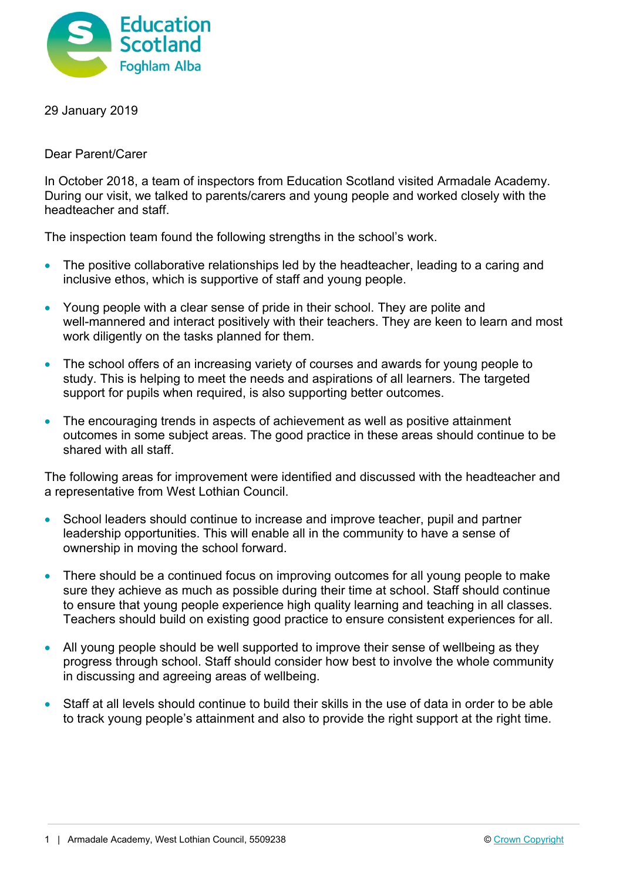29 January 2019

Dear Parent/Carer

In October 2018, a team of inspectors from Education Scotland visited Armadale Academy. During our visit, we talked to parents/carers and young people and worked closely with the headteacher and staff.

The inspection team found the following strengths in the school's work.

- The positive collaborative relationships led by the headteacher, leading to a caring and inclusive ethos, which is supportive of staff and young people.
- Young people with a clear sense of pride in their school. They are polite and well-mannered and interact positively with their teachers. They are keen to learn and most work diligently on the tasks planned for them.
- The school offers of an increasing variety of courses and awards for young people to study. This is helping to meet the needs and aspirations of all learners. The targeted support for pupils when required, is also supporting better outcomes.
- The encouraging trends in aspects of achievement as well as positive attainment outcomes in some subject areas. The good practice in these areas should continue to be shared with all staff.

The following areas for improvement were identified and discussed with the headteacher and a representative from West Lothian Council.

- School leaders should continue to increase and improve teacher, pupil and partner leadership opportunities. This will enable all in the community to have a sense of ownership in moving the school forward.
- There should be a continued focus on improving outcomes for all young people to make sure they achieve as much as possible during their time at school. Staff should continue to ensure that young people experience high quality learning and teaching in all classes. Teachers should build on existing good practice to ensure consistent experiences for all.
- All young people should be well supported to improve their sense of wellbeing as they progress through school. Staff should consider how best to involve the whole community in discussing and agreeing areas of wellbeing.
- Staff at all levels should continue to build their skills in the use of data in order to be able to track young people's attainment and also to provide the right support at the right time.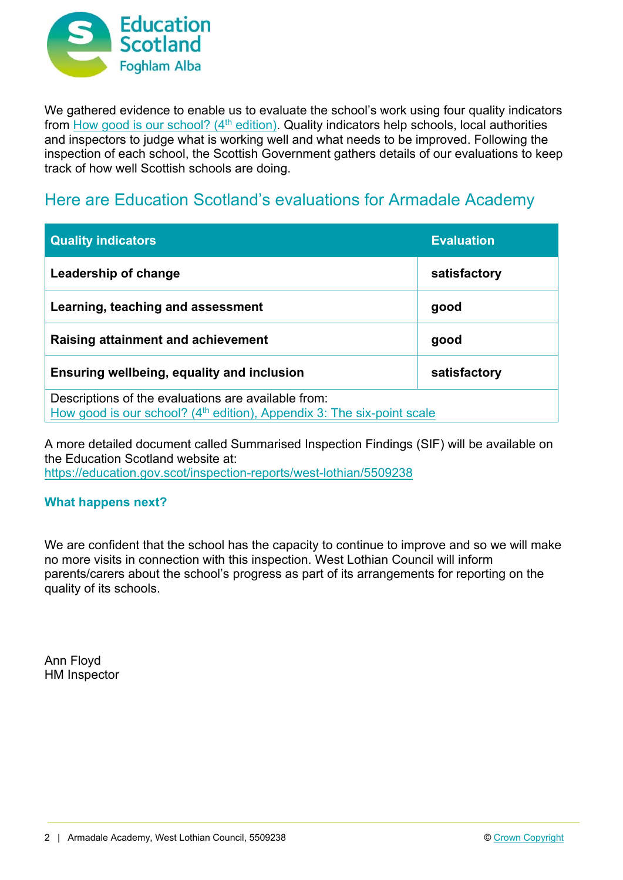We gathered evidence to enable us to evaluate the school's work using four quality indicators from How good is our school? (4th edition). Quality indicators help schools, local authorities and inspectors to judge what is working well and what needs to be improved. Following the inspection of each school, the Scottish Government gathers details of our evaluations to keep track of how well Scottish schools are doing.

## Here are Education Scotland's evaluations for Armadale Academy

| Quality indicators | Evaluation |
|---|---|
| **Leadership of change** | **satisfactory** |
| **Learning, teaching and assessment** | **good** |
| **Raising attainment and achievement** | **good** |
| **Ensuring wellbeing, equality and inclusion** | **satisfactory** |
| Descriptions of the evaluations are available from: How good is our school? (4th edition), Appendix 3: The six-point scale | |

A more detailed document called Summarised Inspection Findings (SIF) will be available on the Education Scotland website at:
https://education.gov.scot/inspection-reports/west-lothian/5509238

### What happens next?

We are confident that the school has the capacity to continue to improve and so we will make no more visits in connection with this inspection. West Lothian Council will inform parents/carers about the school's progress as part of its arrangements for reporting on the quality of its schools.

Ann Floyd
HM Inspector